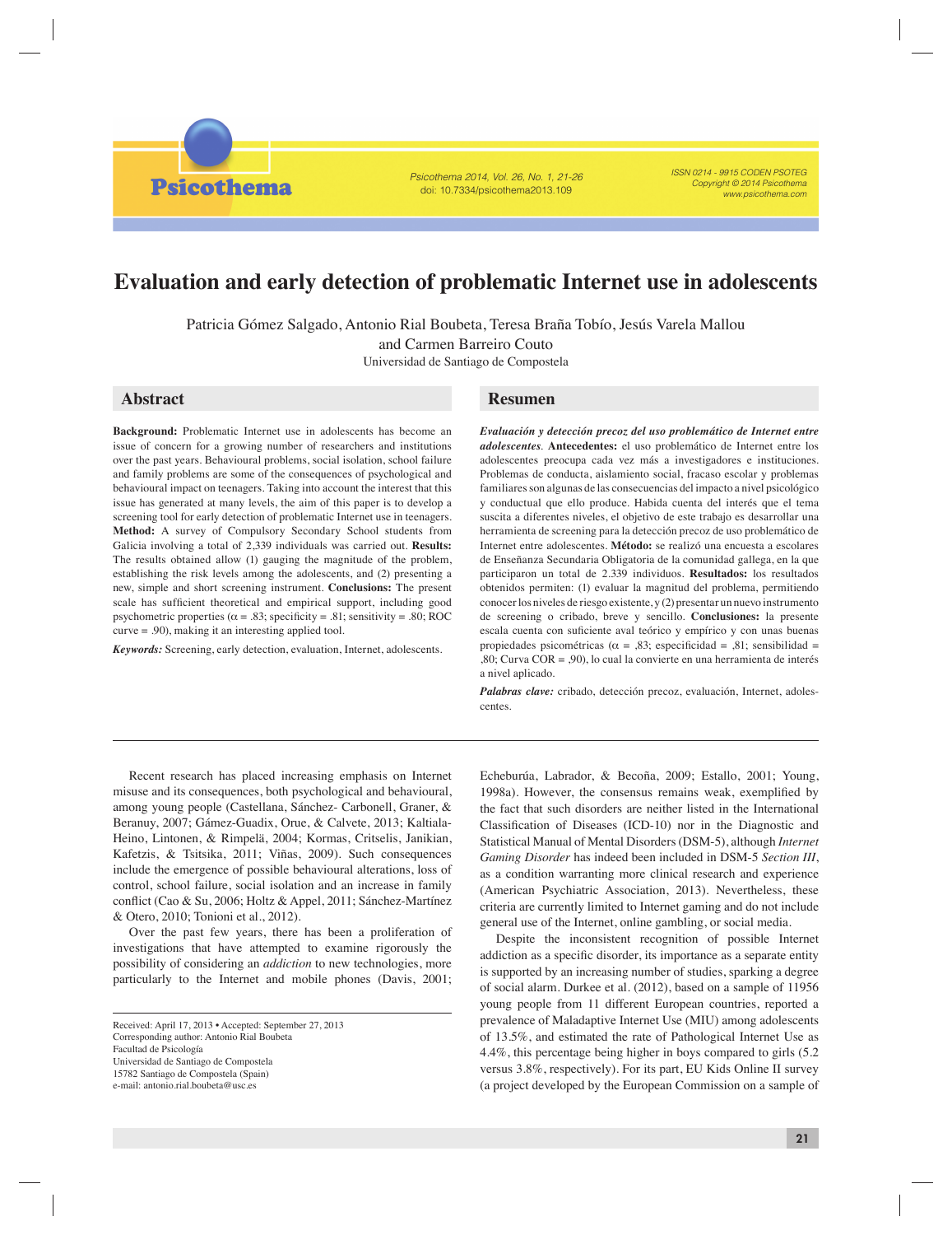# Evaluation and early detection of problematic Internet use in adolescents

Patricia Gómez Salgado, Antonio Rial Boubeta, Teresa Braña Tobío, Jesús Varela Mallou and Carmen Barreiro Couto

Universidad de Santiago de Compostela

## Abstract

**Background:** Problematic Internet use in adolescents has become an issue of concern for a growing number of researchers and institutions over the past years. Behavioural problems, social isolation, school failure and family problems are some of the consequences of psychological and behavioural impact on teenagers. Taking into account the interest that this issue has generated at many levels, the aim of this paper is to develop a screening tool for early detection of problematic Internet use in teenagers. **Method:** A survey of Compulsory Secondary School students from Galicia involving a total of 2,339 individuals was carried out. **Results:** The results obtained allow (1) gauging the magnitude of the problem, establishing the risk levels among the adolescents, and (2) presenting a new, simple and short screening instrument. **Conclusions:** The present scale has sufficient theoretical and empirical support, including good psychometric properties ($\alpha$ = .83; specificity = .81; sensitivity = .80; ROC curve = .90), making it an interesting applied tool.

***Keywords:*** Screening, early detection, evaluation, Internet, adolescents.

## Resumen

***Evaluación y detección precoz del uso problemático de Internet entre adolescentes.*** **Antecedentes:** el uso problemático de Internet entre los adolescentes preocupa cada vez más a investigadores e instituciones. Problemas de conducta, aislamiento social, fracaso escolar y problemas familiares son algunas de las consecuencias del impacto a nivel psicológico y conductual que ello produce. Habida cuenta del interés que el tema suscita a diferentes niveles, el objetivo de este trabajo es desarrollar una herramienta de screening para la detección precoz de uso problemático de Internet entre adolescentes. **Método:** se realizó una encuesta a escolares de Enseñanza Secundaria Obligatoria de la comunidad gallega, en la que participaron un total de 2.339 individuos. **Resultados:** los resultados obtenidos permiten: (1) evaluar la magnitud del problema, permitiendo conocer los niveles de riesgo existente, y (2) presentar un nuevo instrumento de screening o cribado, breve y sencillo. **Conclusiones:** la presente escala cuenta con suficiente aval teórico y empírico y con unas buenas propiedades psicométricas ($\alpha$ = ,83; especificidad = ,81; sensibilidad = ,80; Curva COR = ,90), lo cual la convierte en una herramienta de interés a nivel aplicado.

***Palabras clave:*** cribado, detección precoz, evaluación, Internet, adolescentes.

---

Recent research has placed increasing emphasis on Internet misuse and its consequences, both psychological and behavioural, among young people (Castellana, Sánchez- Carbonell, Graner, & Beranuy, 2007; Gámez-Guadix, Orue, & Calvete, 2013; Kaltiala-Heino, Lintonen, & Rimpelä, 2004; Kormas, Critselis, Janikian, Kafetzis, & Tsitsika, 2011; Viñas, 2009). Such consequences include the emergence of possible behavioural alterations, loss of control, school failure, social isolation and an increase in family conflict (Cao & Su, 2006; Holtz & Appel, 2011; Sánchez-Martínez & Otero, 2010; Tonioni et al., 2012).

Over the past few years, there has been a proliferation of investigations that have attempted to examine rigorously the possibility of considering an *addiction* to new technologies, more particularly to the Internet and mobile phones (Davis, 2001; Echeburúa, Labrador, & Becoña, 2009; Estallo, 2001; Young, 1998a). However, the consensus remains weak, exemplified by the fact that such disorders are neither listed in the International Classification of Diseases (ICD-10) nor in the Diagnostic and Statistical Manual of Mental Disorders (DSM-5), although *Internet Gaming Disorder* has indeed been included in DSM-5 *Section III*, as a condition warranting more clinical research and experience (American Psychiatric Association, 2013). Nevertheless, these criteria are currently limited to Internet gaming and do not include general use of the Internet, online gambling, or social media.

Despite the inconsistent recognition of possible Internet addiction as a specific disorder, its importance as a separate entity is supported by an increasing number of studies, sparking a degree of social alarm. Durkee et al. (2012), based on a sample of 11956 young people from 11 different European countries, reported a prevalence of Maladaptive Internet Use (MIU) among adolescents of 13.5%, and estimated the rate of Pathological Internet Use as 4.4%, this percentage being higher in boys compared to girls (5.2 versus 3.8%, respectively). For its part, EU Kids Online II survey (a project developed by the European Commission on a sample of

---

Received: April 17, 2013 • Accepted: September 27, 2013
Corresponding author: Antonio Rial Boubeta
Facultad de Psicología
Universidad de Santiago de Compostela
15782 Santiago de Compostela (Spain)
e-mail: antonio.rial.boubeta@usc.es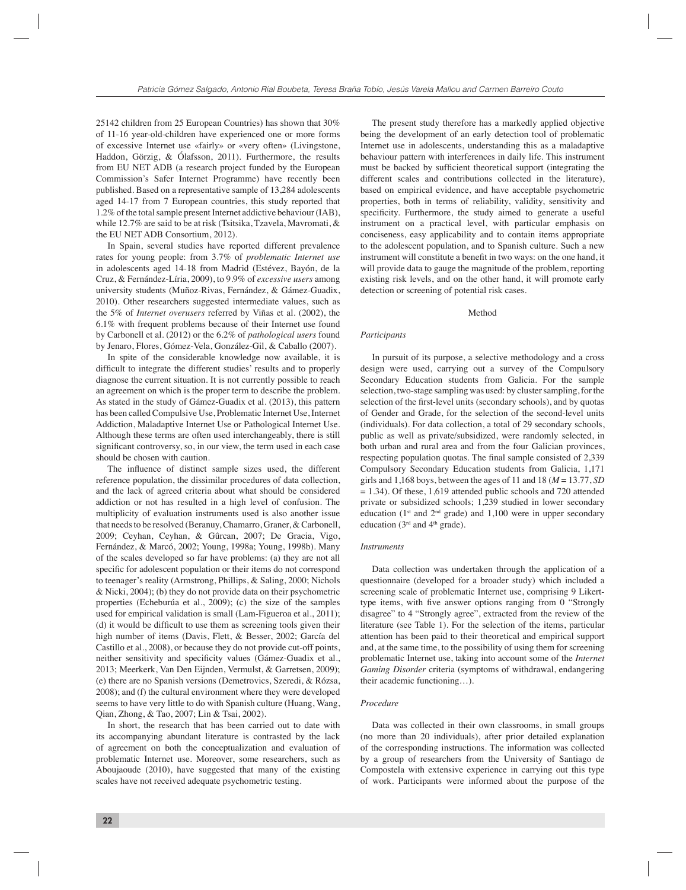25142 children from 25 European Countries) has shown that 30% of 11-16 year-old-children have experienced one or more forms of excessive Internet use «fairly» or «very often» (Livingstone, Haddon, Görzig, & Ólafsson, 2011). Furthermore, the results from EU NET ADB (a research project funded by the European Commission's Safer Internet Programme) have recently been published. Based on a representative sample of 13,284 adolescents aged 14-17 from 7 European countries, this study reported that 1.2% of the total sample present Internet addictive behaviour (IAB), while 12.7% are said to be at risk (Tsitsika, Tzavela, Mavromati, & the EU NET ADB Consortium, 2012).

In Spain, several studies have reported different prevalence rates for young people: from 3.7% of *problematic Internet use* in adolescents aged 14-18 from Madrid (Estévez, Bayón, de la Cruz, & Fernández-Líria, 2009), to 9.9% of *excessive users* among university students (Muñoz-Rivas, Fernández, & Gámez-Guadix, 2010). Other researchers suggested intermediate values, such as the 5% of *Internet overusers* referred by Viñas et al. (2002), the 6.1% with frequent problems because of their Internet use found by Carbonell et al. (2012) or the 6.2% of *pathological users* found by Jenaro, Flores, Gómez-Vela, González-Gil, & Caballo (2007).

In spite of the considerable knowledge now available, it is difficult to integrate the different studies' results and to properly diagnose the current situation. It is not currently possible to reach an agreement on which is the proper term to describe the problem. As stated in the study of Gámez-Guadix et al. (2013), this pattern has been called Compulsive Use, Problematic Internet Use, Internet Addiction, Maladaptive Internet Use or Pathological Internet Use. Although these terms are often used interchangeably, there is still significant controversy, so, in our view, the term used in each case should be chosen with caution.

The influence of distinct sample sizes used, the different reference population, the dissimilar procedures of data collection, and the lack of agreed criteria about what should be considered addiction or not has resulted in a high level of confusion. The multiplicity of evaluation instruments used is also another issue that needs to be resolved (Beranuy, Chamarro, Graner, & Carbonell, 2009; Ceyhan, Ceyhan, & Gûrcan, 2007; De Gracia, Vigo, Fernández, & Marcó, 2002; Young, 1998a; Young, 1998b). Many of the scales developed so far have problems: (a) they are not all specific for adolescent population or their items do not correspond to teenager's reality (Armstrong, Phillips, & Saling, 2000; Nichols & Nicki, 2004); (b) they do not provide data on their psychometric properties (Echeburúa et al., 2009); (c) the size of the samples used for empirical validation is small (Lam-Figueroa et al., 2011); (d) it would be difficult to use them as screening tools given their high number of items (Davis, Flett, & Besser, 2002; García del Castillo et al., 2008), or because they do not provide cut-off points, neither sensitivity and specificity values (Gámez-Guadix et al., 2013; Meerkerk, Van Den Eijnden, Vermulst, & Garretsen, 2009); (e) there are no Spanish versions (Demetrovics, Szeredi, & Rózsa, 2008); and (f) the cultural environment where they were developed seems to have very little to do with Spanish culture (Huang, Wang, Qian, Zhong, & Tao, 2007; Lin & Tsai, 2002).

In short, the research that has been carried out to date with its accompanying abundant literature is contrasted by the lack of agreement on both the conceptualization and evaluation of problematic Internet use. Moreover, some researchers, such as Aboujaoude (2010), have suggested that many of the existing scales have not received adequate psychometric testing.

The present study therefore has a markedly applied objective being the development of an early detection tool of problematic Internet use in adolescents, understanding this as a maladaptive behaviour pattern with interferences in daily life. This instrument must be backed by sufficient theoretical support (integrating the different scales and contributions collected in the literature), based on empirical evidence, and have acceptable psychometric properties, both in terms of reliability, validity, sensitivity and specificity. Furthermore, the study aimed to generate a useful instrument on a practical level, with particular emphasis on conciseness, easy applicability and to contain items appropriate to the adolescent population, and to Spanish culture. Such a new instrument will constitute a benefit in two ways: on the one hand, it will provide data to gauge the magnitude of the problem, reporting existing risk levels, and on the other hand, it will promote early detection or screening of potential risk cases.

## Method

### *Participants*

In pursuit of its purpose, a selective methodology and a cross design were used, carrying out a survey of the Compulsory Secondary Education students from Galicia. For the sample selection, two-stage sampling was used: by cluster sampling, for the selection of the first-level units (secondary schools), and by quotas of Gender and Grade, for the selection of the second-level units (individuals). For data collection, a total of 29 secondary schools, public as well as private/subsidized, were randomly selected, in both urban and rural area and from the four Galician provinces, respecting population quotas. The final sample consisted of 2,339 Compulsory Secondary Education students from Galicia, 1,171 girls and 1,168 boys, between the ages of 11 and 18 ($M$ = 13.77, $SD$ = 1.34). Of these, 1,619 attended public schools and 720 attended private or subsidized schools; 1,239 studied in lower secondary education (1st and 2nd grade) and 1,100 were in upper secondary education (3rd and 4th grade).

### *Instruments*

Data collection was undertaken through the application of a questionnaire (developed for a broader study) which included a screening scale of problematic Internet use, comprising 9 Likert-type items, with five answer options ranging from 0 "Strongly disagree" to 4 "Strongly agree", extracted from the review of the literature (see Table 1). For the selection of the items, particular attention has been paid to their theoretical and empirical support and, at the same time, to the possibility of using them for screening problematic Internet use, taking into account some of the *Internet Gaming Disorder* criteria (symptoms of withdrawal, endangering their academic functioning…).

### *Procedure*

Data was collected in their own classrooms, in small groups (no more than 20 individuals), after prior detailed explanation of the corresponding instructions. The information was collected by a group of researchers from the University of Santiago de Compostela with extensive experience in carrying out this type of work. Participants were informed about the purpose of the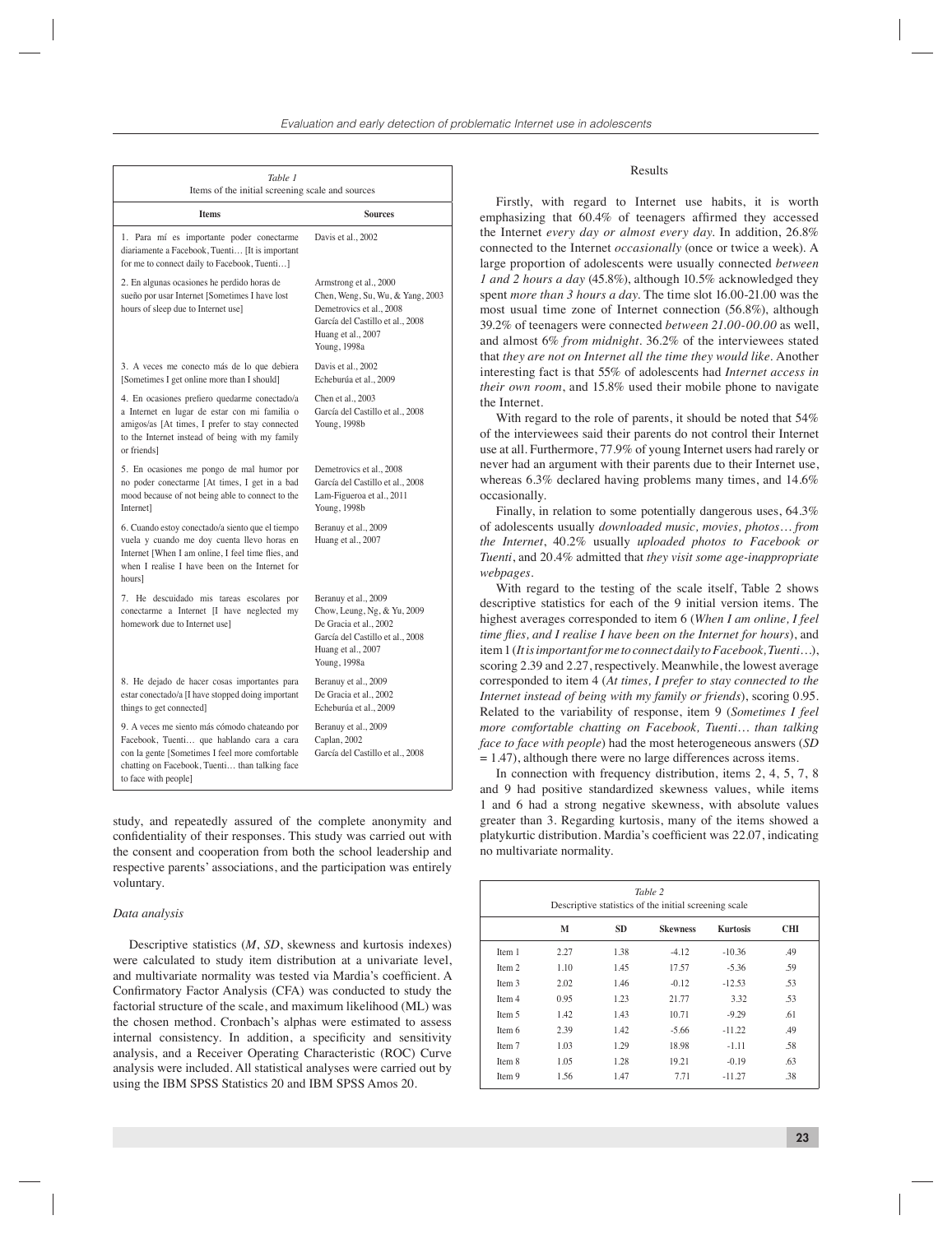*Table 1*
Items of the initial screening scale and sources

| Items | Sources |
|---|---|
| 1. Para mí es importante poder conectarme diariamente a Facebook, Tuenti… [It is important for me to connect daily to Facebook, Tuenti…] | Davis et al., 2002 |
| 2. En algunas ocasiones he perdido horas de sueño por usar Internet [Sometimes I have lost hours of sleep due to Internet use] | Armstrong et al., 2000<br>Chen, Weng, Su, Wu, & Yang, 2003<br>Demetrovics et al., 2008<br>García del Castillo et al., 2008<br>Huang et al., 2007<br>Young, 1998a |
| 3. A veces me conecto más de lo que debiera [Sometimes I get online more than I should] | Davis et al., 2002<br>Echeburúa et al., 2009 |
| 4. En ocasiones prefiero quedarme conectado/a a Internet en lugar de estar con mi familia o amigos/as [At times, I prefer to stay connected to the Internet instead of being with my family or friends] | Chen et al., 2003<br>García del Castillo et al., 2008<br>Young, 1998b |
| 5. En ocasiones me pongo de mal humor por no poder conectarme [At times, I get in a bad mood because of not being able to connect to the Internet] | Demetrovics et al., 2008<br>García del Castillo et al., 2008<br>Lam-Figueroa et al., 2011<br>Young, 1998b |
| 6. Cuando estoy conectado/a siento que el tiempo vuela y cuando me doy cuenta llevo horas en Internet [When I am online, I feel time flies, and when I realise I have been on the Internet for hours] | Beranuy et al., 2009<br>Huang et al., 2007 |
| 7. He descuidado mis tareas escolares por conectarme a Internet [I have neglected my homework due to Internet use] | Beranuy et al., 2009<br>Chow, Leung, Ng, & Yu, 2009<br>De Gracia et al., 2002<br>García del Castillo et al., 2008<br>Huang et al., 2007<br>Young, 1998a |
| 8. He dejado de hacer cosas importantes para estar conectado/a [I have stopped doing important things to get connected] | Beranuy et al., 2009<br>De Gracia et al., 2002<br>Echeburúa et al., 2009 |
| 9. A veces me siento más cómodo chateando por Facebook, Tuenti… que hablando cara a cara con la gente [Sometimes I feel more comfortable chatting on Facebook, Tuenti… than talking face to face with people] | Beranuy et al., 2009<br>Caplan, 2002<br>García del Castillo et al., 2008 |

study, and repeatedly assured of the complete anonymity and confidentiality of their responses. This study was carried out with the consent and cooperation from both the school leadership and respective parents' associations, and the participation was entirely voluntary.

### *Data analysis*

Descriptive statistics (*M*, *SD*, skewness and kurtosis indexes) were calculated to study item distribution at a univariate level, and multivariate normality was tested via Mardia's coefficient. A Confirmatory Factor Analysis (CFA) was conducted to study the factorial structure of the scale, and maximum likelihood (ML) was the chosen method. Cronbach's alphas were estimated to assess internal consistency. In addition, a specificity and sensitivity analysis, and a Receiver Operating Characteristic (ROC) Curve analysis were included. All statistical analyses were carried out by using the IBM SPSS Statistics 20 and IBM SPSS Amos 20.

## Results

Firstly, with regard to Internet use habits, it is worth emphasizing that 60.4% of teenagers affirmed they accessed the Internet *every day or almost every day*. In addition, 26.8% connected to the Internet *occasionally* (once or twice a week). A large proportion of adolescents were usually connected *between 1 and 2 hours a day* (45.8%), although 10.5% acknowledged they spent *more than 3 hours a day*. The time slot 16.00-21.00 was the most usual time zone of Internet connection (56.8%), although 39.2% of teenagers were connected *between 21.00-00.00* as well, and almost 6% *from midnight*. 36.2% of the interviewees stated that *they are not on Internet all the time they would like*. Another interesting fact is that 55% of adolescents had *Internet access in their own room*, and 15.8% used their mobile phone to navigate the Internet.

With regard to the role of parents, it should be noted that 54% of the interviewees said their parents do not control their Internet use at all. Furthermore, 77.9% of young Internet users had rarely or never had an argument with their parents due to their Internet use, whereas 6.3% declared having problems many times, and 14.6% occasionally.

Finally, in relation to some potentially dangerous uses, 64.3% of adolescents usually *downloaded music, movies, photos… from the Internet*, 40.2% usually *uploaded photos to Facebook or Tuenti*, and 20.4% admitted that *they visit some age-inappropriate webpages*.

With regard to the testing of the scale itself, Table 2 shows descriptive statistics for each of the 9 initial version items. The highest averages corresponded to item 6 (*When I am online, I feel time flies, and I realise I have been on the Internet for hours*), and item 1 (*It is important for me to connect daily to Facebook, Tuenti…*), scoring 2.39 and 2.27, respectively. Meanwhile, the lowest average corresponded to item 4 (*At times, I prefer to stay connected to the Internet instead of being with my family or friends*), scoring 0.95. Related to the variability of response, item 9 (*Sometimes I feel more comfortable chatting on Facebook, Tuenti… than talking face to face with people*) had the most heterogeneous answers (*SD* = 1.47), although there were no large differences across items.

In connection with frequency distribution, items 2, 4, 5, 7, 8 and 9 had positive standardized skewness values, while items 1 and 6 had a strong negative skewness, with absolute values greater than 3. Regarding kurtosis, many of the items showed a platykurtic distribution. Mardia's coefficient was 22.07, indicating no multivariate normality.

*Table 2*
Descriptive statistics of the initial screening scale

| | M | SD | Skewness | Kurtosis | CHI |
|---|---|---|---|---|---|
| Item 1 | 2.27 | 1.38 | -4.12 | -10.36 | .49 |
| Item 2 | 1.10 | 1.45 | 17.57 | -5.36 | .59 |
| Item 3 | 2.02 | 1.46 | -0.12 | -12.53 | .53 |
| Item 4 | 0.95 | 1.23 | 21.77 | 3.32 | .53 |
| Item 5 | 1.42 | 1.43 | 10.71 | -9.29 | .61 |
| Item 6 | 2.39 | 1.42 | -5.66 | -11.22 | .49 |
| Item 7 | 1.03 | 1.29 | 18.98 | -1.11 | .58 |
| Item 8 | 1.05 | 1.28 | 19.21 | -0.19 | .63 |
| Item 9 | 1.56 | 1.47 | 7.71 | -11.27 | .38 |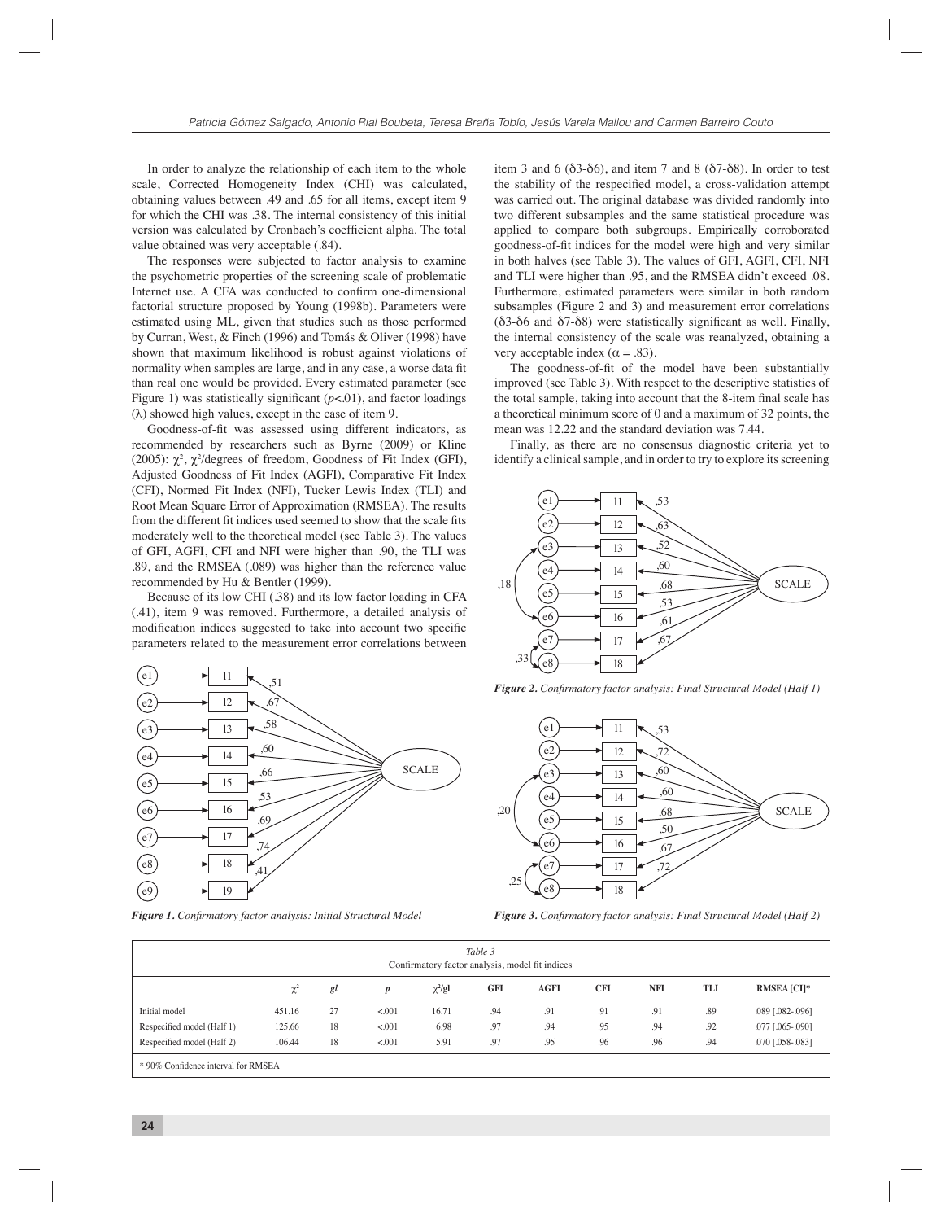In order to analyze the relationship of each item to the whole scale, Corrected Homogeneity Index (CHI) was calculated, obtaining values between .49 and .65 for all items, except item 9 for which the CHI was .38. The internal consistency of this initial version was calculated by Cronbach's coefficient alpha. The total value obtained was very acceptable (.84).

The responses were subjected to factor analysis to examine the psychometric properties of the screening scale of problematic Internet use. A CFA was conducted to confirm one-dimensional factorial structure proposed by Young (1998b). Parameters were estimated using ML, given that studies such as those performed by Curran, West, & Finch (1996) and Tomás & Oliver (1998) have shown that maximum likelihood is robust against violations of normality when samples are large, and in any case, a worse data fit than real one would be provided. Every estimated parameter (see Figure 1) was statistically significant ($p$<.01), and factor loadings ($\lambda$) showed high values, except in the case of item 9.

Goodness-of-fit was assessed using different indicators, as recommended by researchers such as Byrne (2009) or Kline (2005): $\chi^2$, $\chi^2$/degrees of freedom, Goodness of Fit Index (GFI), Adjusted Goodness of Fit Index (AGFI), Comparative Fit Index (CFI), Normed Fit Index (NFI), Tucker Lewis Index (TLI) and Root Mean Square Error of Approximation (RMSEA). The results from the different fit indices used seemed to show that the scale fits moderately well to the theoretical model (see Table 3). The values of GFI, AGFI, CFI and NFI were higher than .90, the TLI was .89, and the RMSEA (.089) was higher than the reference value recommended by Hu & Bentler (1999).

Because of its low CHI (.38) and its low factor loading in CFA (.41), item 9 was removed. Furthermore, a detailed analysis of modification indices suggested to take into account two specific parameters related to the measurement error correlations between item 3 and 6 ($\delta$3-$\delta$6), and item 7 and 8 ($\delta$7-$\delta$8). In order to test the stability of the respecified model, a cross-validation attempt was carried out. The original database was divided randomly into two different subsamples and the same statistical procedure was applied to compare both subgroups. Empirically corroborated goodness-of-fit indices for the model were high and very similar in both halves (see Table 3). The values of GFI, AGFI, CFI, NFI and TLI were higher than .95, and the RMSEA didn't exceed .08. Furthermore, estimated parameters were similar in both random subsamples (Figure 2 and 3) and measurement error correlations ($\delta$3-$\delta$6 and $\delta$7-$\delta$8) were statistically significant as well. Finally, the internal consistency of the scale was reanalyzed, obtaining a very acceptable index ($\alpha$ = .83).

The goodness-of-fit of the model have been substantially improved (see Table 3). With respect to the descriptive statistics of the total sample, taking into account that the 8-item final scale has a theoretical minimum score of 0 and a maximum of 32 points, the mean was 12.22 and the standard deviation was 7.44.

Finally, as there are no consensus diagnostic criteria yet to identify a clinical sample, and in order to try to explore its screening

***Figure 1.*** *Confirmatory factor analysis: Initial Structural Model*

***Figure 2.*** *Confirmatory factor analysis: Final Structural Model (Half 1)*

***Figure 3.*** *Confirmatory factor analysis: Final Structural Model (Half 2)*

*Table 3*
Confirmatory factor analysis, model fit indices

| | $\chi^2$ | *gl* | *p* | $\chi^2$/gl | GFI | AGFI | CFI | NFI | TLI | RMSEA [CI]* |
|---|---|---|---|---|---|---|---|---|---|---|
| Initial model | 451.16 | 27 | <.001 | 16.71 | .94 | .91 | .91 | .91 | .89 | .089 [.082-.096] |
| Respecified model (Half 1) | 125.66 | 18 | <.001 | 6.98 | .97 | .94 | .95 | .94 | .92 | .077 [.065-.090] |
| Respecified model (Half 2) | 106.44 | 18 | <.001 | 5.91 | .97 | .95 | .96 | .96 | .94 | .070 [.058-.083] |

\* 90% Confidence interval for RMSEA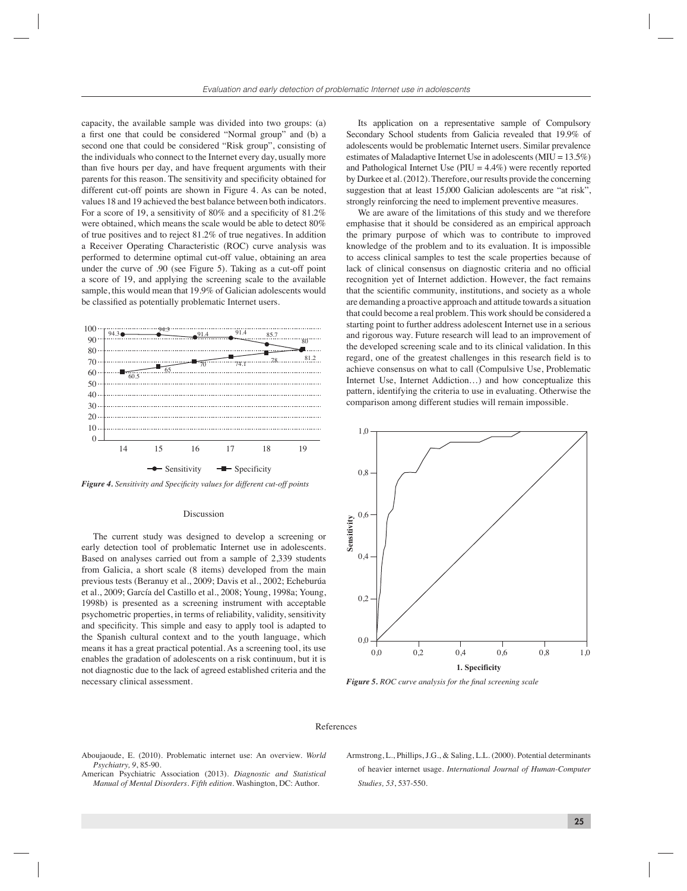capacity, the available sample was divided into two groups: (a) a first one that could be considered "Normal group" and (b) a second one that could be considered "Risk group", consisting of the individuals who connect to the Internet every day, usually more than five hours per day, and have frequent arguments with their parents for this reason. The sensitivity and specificity obtained for different cut-off points are shown in Figure 4. As can be noted, values 18 and 19 achieved the best balance between both indicators. For a score of 19, a sensitivity of 80% and a specificity of 81.2% were obtained, which means the scale would be able to detect 80% of true positives and to reject 81.2% of true negatives. In addition a Receiver Operating Characteristic (ROC) curve analysis was performed to determine optimal cut-off value, obtaining an area under the curve of .90 (see Figure 5). Taking as a cut-off point a score of 19, and applying the screening scale to the available sample, this would mean that 19.9% of Galician adolescents would be classified as potentially problematic Internet users.

*Figure 4. Sensitivity and Specificity values for different cut-off points*

## Discussion

The current study was designed to develop a screening or early detection tool of problematic Internet use in adolescents. Based on analyses carried out from a sample of 2,339 students from Galicia, a short scale (8 items) developed from the main previous tests (Beranuy et al., 2009; Davis et al., 2002; Echeburúa et al., 2009; García del Castillo et al., 2008; Young, 1998a; Young, 1998b) is presented as a screening instrument with acceptable psychometric properties, in terms of reliability, validity, sensitivity and specificity. This simple and easy to apply tool is adapted to the Spanish cultural context and to the youth language, which means it has a great practical potential. As a screening tool, its use enables the gradation of adolescents on a risk continuum, but it is not diagnostic due to the lack of agreed established criteria and the necessary clinical assessment.

Its application on a representative sample of Compulsory Secondary School students from Galicia revealed that 19.9% of adolescents would be problematic Internet users. Similar prevalence estimates of Maladaptive Internet Use in adolescents (MIU = 13.5%) and Pathological Internet Use (PIU = 4.4%) were recently reported by Durkee et al. (2012). Therefore, our results provide the concerning suggestion that at least 15,000 Galician adolescents are "at risk", strongly reinforcing the need to implement preventive measures.

We are aware of the limitations of this study and we therefore emphasise that it should be considered as an empirical approach the primary purpose of which was to contribute to improved knowledge of the problem and to its evaluation. It is impossible to access clinical samples to test the scale properties because of lack of clinical consensus on diagnostic criteria and no official recognition yet of Internet addiction. However, the fact remains that the scientific community, institutions, and society as a whole are demanding a proactive approach and attitude towards a situation that could become a real problem. This work should be considered a starting point to further address adolescent Internet use in a serious and rigorous way. Future research will lead to an improvement of the developed screening scale and to its clinical validation. In this regard, one of the greatest challenges in this research field is to achieve consensus on what to call (Compulsive Use, Problematic Internet Use, Internet Addiction…) and how conceptualize this pattern, identifying the criteria to use in evaluating. Otherwise the comparison among different studies will remain impossible.

*Figure 5. ROC curve analysis for the final screening scale*

## References

Aboujaoude, E. (2010). Problematic internet use: An overview. *World Psychiatry, 9*, 85-90.

American Psychiatric Association (2013). *Diagnostic and Statistical Manual of Mental Disorders. Fifth edition*. Washington, DC: Author.

Armstrong, L., Phillips, J.G., & Saling, L.L. (2000). Potential determinants of heavier internet usage. *International Journal of Human-Computer Studies, 53*, 537-550.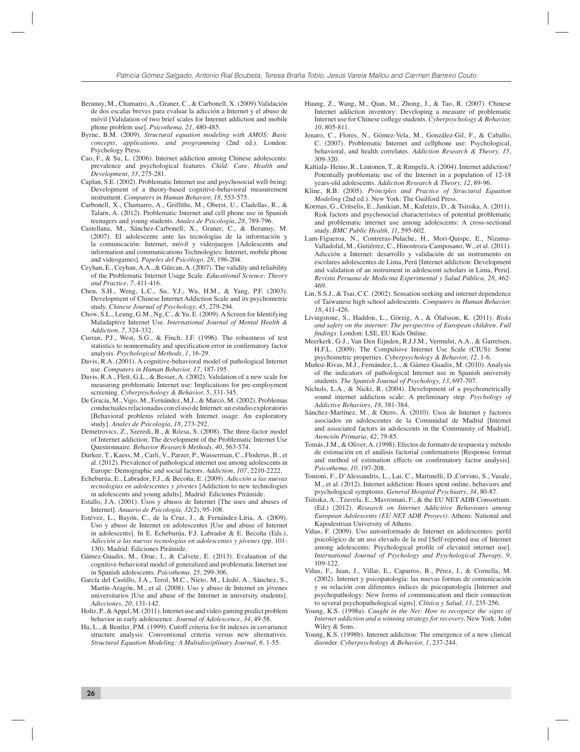Beranuy, M., Chamarro, A., Graner, C., & Carbonell, X. (2009).Validación de dos escalas breves para evaluar la adicción a Internet y el abuso de móvil [Validation of two brief scales for Internet addiction and mobile phone problem use]. *Psicothema, 21*, 480-485.

Byrne, B.M. (2009). *Structural equation modeling with AMOS: Basic concepts, applications, and programming* (2nd ed.). London: Psychology Press.

Cao, F., & Su, L. (2006). Internet addiction among Chinese adolescents: prevalence and psychological features. *Child: Care, Health and Development, 33*, 275-281.

Caplan, S.E. (2002). Problematic Internet use and psychosocial well-being: Development of a theory-based cognitive-behavioral measurement instrument. *Computers in Human Behavior, 18*, 553-575.

Carbonell, X., Chamarro, A., Griffiths, M., Oberst, U., Cladellas, R., & Talarn, A. (2012). Problematic Internet and cell phone use in Spanish teenagers and young students. *Anales de Psicología*, *28*, 789-796.

Castellana, M., Sánchez-Carbonell, X., Graner, C., & Beranuy, M. (2007). El adolescente ante las tecnologías de la información y la comunicación: Internet, móvil y videojuegos [Adolescents and information and communications Technologies: Internet, mobile phone and videogames]. *Papeles del Psicólogo, 28*, 196-204.

Ceyhan, E., Ceyhan, A.A., & Gürcan, A. (2007). The validity and reliability of the Problematic Internet Usage Scale. *Educational Science: Theory and Practice, 7*, 411-416.

Chen, S.H., Weng, L.C., Su, Y.J., Wu, H.M., & Yang, P.F. (2003). Development of Chinese Internet Addiction Scale and its psychometric study. *Chinese Journal of Psychology, 45*, 279-294.

Chow, S.L., Leung, G.M., Ng, C., & Yu, E. (2009). A Screen for Identifying Maladaptive Internet Use. *International Journal of Mental Health & Addiction, 7*, 324-332.

Curran, P.J., West, S.G., & Finch, J.F. (1996). The robustness of test statistics to nonnormality and specification error in confirmatory factor analysis. *Psychological Methods*, *1*, 16-29.

Davis, R.A. (2001). A cognitive-behavioral model of pathological Internet use. *Computers in Human Behavior, 17*, 187-195.

Davis, R.A., Flett, G.L., & Besser, A. (2002). Validation of a new scale for measuring problematic Internet use: Implications for pre-employment screening. *Cyberpsychology & Behavior, 5*, 331-345.

De Gracia, M., Vigo, M., Fernández, M.J., & Marcó, M. (2002). Problemas conductuales relacionados con el uso de Internet: un estudio exploratorio [Behavioral problems related with Internet usage: An exploratory study]. *Anales de Psicología, 18*, 273-292.

Demetrovics, Z., Szeredi, B., & Rózsa, S. (2008). The three-factor model of Internet addiction: The development of the Problematic Internet Use Questionnaire. *Behavior Research Methods, 40*, 563-574.

Durkee, T., Kaess, M., Carli, V., Parzer, P., Wasserman, C., Floderus, B., et al. (2012). Prevalence of pathological internet use among adolescents in Europe: Demographic and social factors. *Addiction, 107*, 2210-2222.

Echeburúa, E., Labrador, F.J., & Becoña, E. (2009). *Adicción a las nuevas tecnologías en adolescentes y jóvenes* [Addiction to new technologies in adolescents and young adults]. Madrid: Ediciones Pirámide.

Estallo, J.A. (2001). Usos y abusos de Internet [The uses and abuses of Internet]. *Anuario de Psicología, 32*(2), 95-108.

Estévez, L., Bayón, C., de la Cruz, J., & Fernández-Líria, A. (2009). Uso y abuso de Internet en adolescentes [Use and abuse of Internet in adolescents]. In E. Echeburúa, F.J. Labrador & E. Becoña (Eds.), *Adicción a las nuevas tecnologías en adolescentes y jóvenes* (pp. 101-130). Madrid: Ediciones Pirámide.

Gámez-Guadix, M., Orue, I., & Calvete, E. (2013). Evaluation of the cognitive-behavioral model of generalized and problematic Internet use in Spanish adolescents. *Psicothema, 25*, 299-306.

García del Castillo, J.A., Terol, M.C., Nieto, M., Lledó, A., Sánchez, S., Martín-Aragón, M., et al. (2008). Uso y abuso de Internet en jóvenes universitarios [Use and abuse of the Internet in university students]. *Adicciones, 20*, 131-142.

Holtz, P., & Appel, M. (2011). Internet use and video gaming predict problem behavior in early adolescence. *Journal of Adolescence, 34*, 49-58.

Hu, L., & Bentler, P.M. (1999). Cutoff criteria for fit indexes in covariance structure analysis: Conventional criteria versus new alternatives. *Structural Equation Modeling: A Multidisciplinary Journal, 6,* 1-55.

Huang, Z., Wang, M., Qian, M., Zhong, J., & Tao, R. (2007). Chinese Internet addiction inventory: Developing a measure of problematic Internet use for Chinese college students. *Cyberpsychology & Behavior, 10*, 805-811.

Jenaro, C., Flores, N., Gómez-Vela, M., González-Gil, F., & Caballo, C. (2007). Problematic Internet and cellphone use: Psychological, behavioral, and health correlates. *Addiction Research & Theory, 15*, 309-320.

Kaltiala- Heino, R., Lintonen, T., & Rimpelä, A. (2004). Internet addiction? Potentially problematic use of the Internet in a population of 12-18 years-old adolescents. *Addiction Research & Theory, 12*, 89-96.

Kline, R.B. (2005). *Principles and Practice of Structural Equation Modeling* (2nd ed.). New York: The Guilford Press.

Kormas, G., Critselis, E., Janikian, M., Kafetzis, D., & Tsitsika, A. (2011). Risk factors and psychosocial characteristics of potential problematic and problematic internet use among adolescents: A cross-sectional study. *BMC Public Health, 11*, 595-602.

Lam-Figueroa, N., Contreras-Pulache, H., Mori-Quispe, E., Nizama-Valladolid, M., Gutiérrez, C., Hinostroza-Camposano, W., et al. (2011). Adicción a Internet: desarrollo y validación de un instrumento en escolares adolescentes de Lima, Perú [Internet addiction: Development and validation of an instrument in adolescent scholars in Lima, Peru]. *Revista Peruana de Medicina Experimental y Salud Pública, 28*, 462-469.

Lin, S.S.J., & Tsai, C.C. (2002). Sensation seeking and internet dependence of Taiwanese high school adolescents. *Computers in Human Behavior, 18*, 411-426.

Livingstone, S., Haddon, L., Görzig, A., & Ólafsson, K. (2011). *Risks and safety on the internet: The perspective of European children. Full findings*. London: LSE, EU Kids Online.

Meerkerk, G-J., Van Den Eijnden, R.J.J.M., Vermulst, A.A., & Garretsen, H.F.L. (2009). The Compulsive Internet Use Scale (CIUS): Some psychometric properties. *Cyberpsychology & Behavior, 12*, 1-6.

Muñoz-Rivas, M.J., Fernández, L., & Gámez-Guadix, M. (2010). Analysis of the indicators of pathological Internet use in Spanish university students. *The Spanish Journal of Psychology, 13*, 697-707.

Nichols, L.A., & Nicki, R. (2004). Development of a psychometrically sound internet addiction scale: A preliminary step. *Psychology of Addictive Behaviors, 18*, 381-384.

Sánchez-Martínez, M., & Otero, Á. (2010). Usos de Internet y factores asociados en adolescentes de la Comunidad de Madrid [Internet and associated factors in adolescents in the Community of Madrid]. *Atención Primaria, 42*, 79-85.

Tomás, J.M., & Oliver, A. (1998). Efectos de formato de respuesta y método de estimación en el análisis factorial confirmatorio [Response format and method of estimation effects on confirmatory factor analysis]. *Psicothema, 10*, 197-208.

Tonioni, F., D'Alessandris, L., Lai, C., Martinelli, D.,Corvino, S., Vasale, M., et al. (2012). Internet addiction: Hours spent online, behaviors and psychological symptoms. *General Hospital Psychiatry, 34*, 80-87.

Tsitsika, A., Tzavela, E., Mavromati, F., & the EU NET ADB Consortium. (Ed.) (2012). *Research on Internet Addictive Behaviours among European Adolescents (EU NET ADB Proyect)*. Athens: National and Kapodestrian University of Athens.

Viñas, F. (2009). Uso autoinformado de Internet en adolescentes: perfil psicológico de un uso elevado de la red [Self-reported use of Internet among adolescents: Psychological profile of elevated internet use]. *International Journal of Psychology and Psychological Therapy, 9*, 109-122.

Viñas, F., Juan, J., Villar, E., Caparros, B., Pérez, I., & Cornella, M. (2002). Internet y psicopatología: las nuevas formas de comunicación y su relación con diferentes índices de psicopatología [Internet and psychopathology: New forms of communication and their connection to several psychopathological signs]. *Clínica y Salud, 13*, 235-256.

Young, K.S. (1998a). *Caught in the Net: How to recognize the signs of Internet addiction and a winning strategy for recovery*. New York: John Wiley & Sons.

Young, K.S. (1998b). Internet addiction: The emergence of a new clinical disorder. *Cyberpsychology & Behavior, 1*, 237-244.